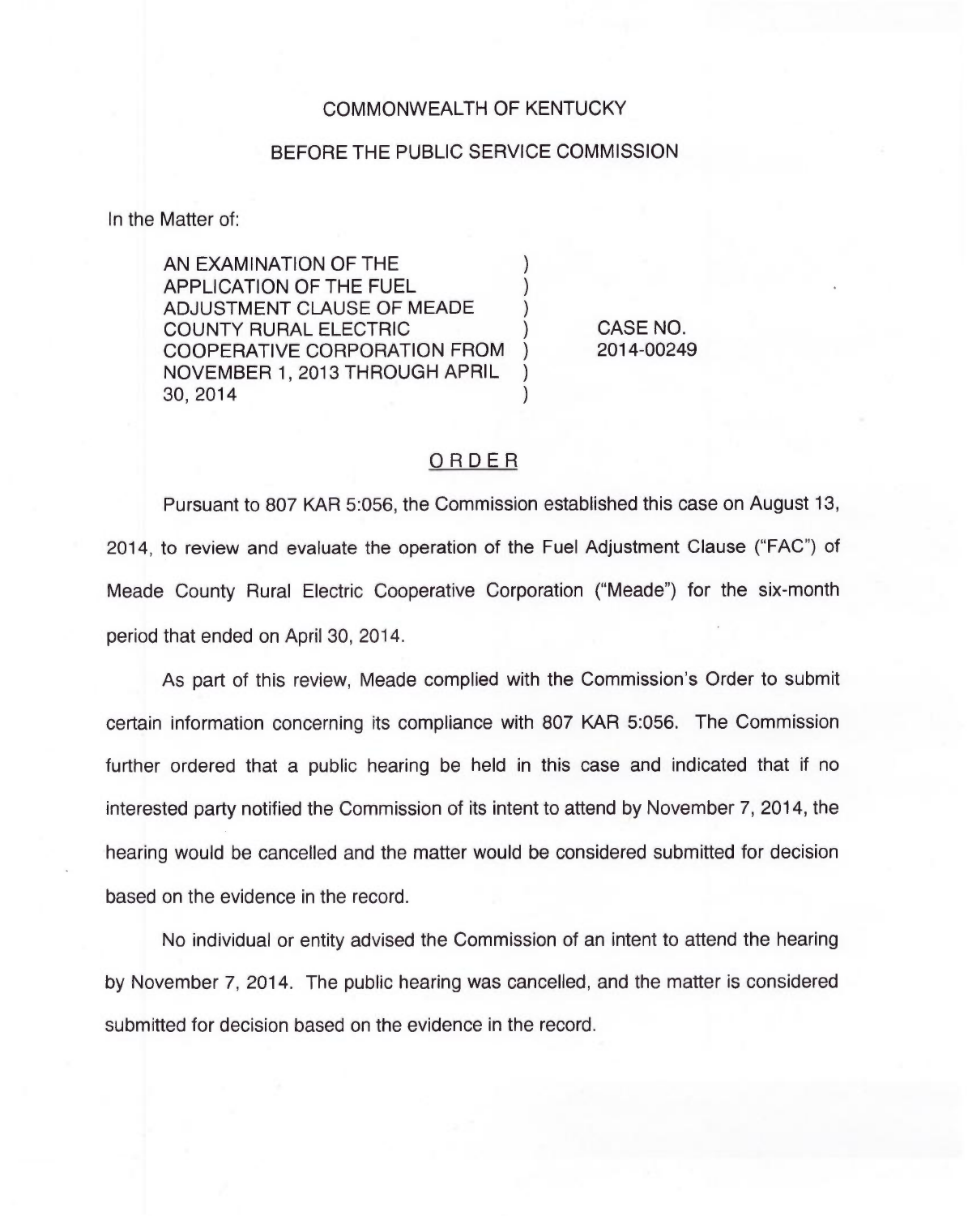COMMONWEALTH OF KENTUCKY

BEFORE THE PUBLIC SERVICE COMMISSION

In the Matter of:

| | | |
|---|---|---|
| AN EXAMINATION OF THE APPLICATION OF THE FUEL ADJUSTMENT CLAUSE OF MEADE COUNTY RURAL ELECTRIC COOPERATIVE CORPORATION FROM NOVEMBER 1, 2013 THROUGH APRIL 30, 2014 | ) | CASE NO. 2014-00249 |

## ORDER

Pursuant to 807 KAR 5:056, the Commission established this case on August 13, 2014, to review and evaluate the operation of the Fuel Adjustment Clause ("FAC") of Meade County Rural Electric Cooperative Corporation ("Meade") for the six-month period that ended on April 30, 2014.

As part of this review, Meade complied with the Commission's Order to submit certain information concerning its compliance with 807 KAR 5:056. The Commission further ordered that a public hearing be held in this case and indicated that if no interested party notified the Commission of its intent to attend by November 7, 2014, the hearing would be cancelled and the matter would be considered submitted for decision based on the evidence in the record.

No individual or entity advised the Commission of an intent to attend the hearing by November 7, 2014. The public hearing was cancelled, and the matter is considered submitted for decision based on the evidence in the record.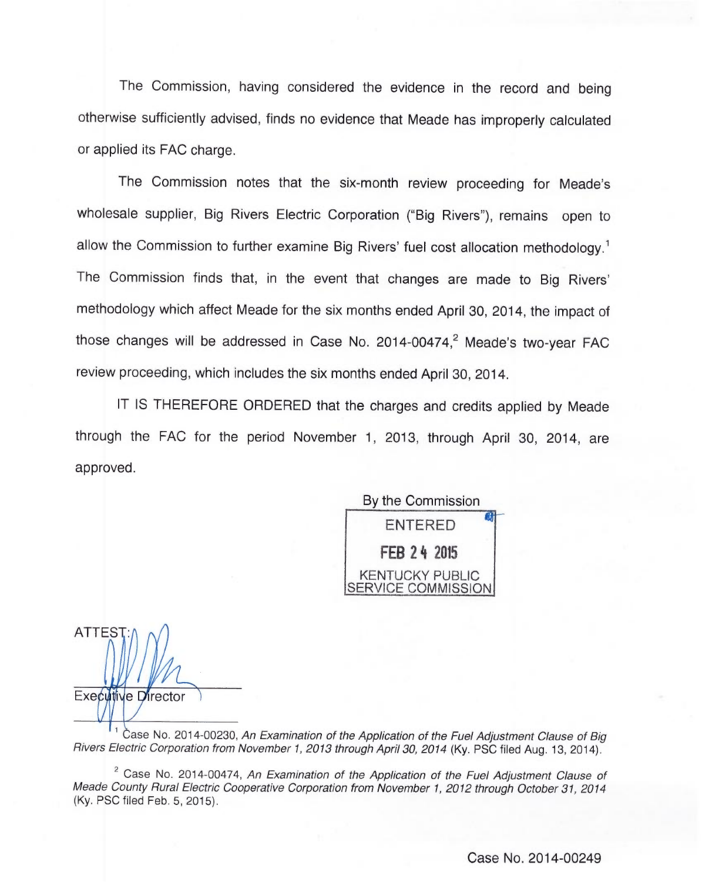The Commission, having considered the evidence in the record and being otherwise sufficiently advised, finds no evidence that Meade has improperly calculated or applied its FAC charge.

The Commission notes that the six-month review proceeding for Meade's wholesale supplier, Big Rivers Electric Corporation ("Big Rivers"), remains open to allow the Commission to further examine Big Rivers' fuel cost allocation methodology.[1] The Commission finds that, in the event that changes are made to Big Rivers' methodology which affect Meade for the six months ended April 30, 2014, the impact of those changes will be addressed in Case No. 2014-00474,[2] Meade's two-year FAC review proceeding, which includes the six months ended April 30, 2014.

IT IS THEREFORE ORDERED that the charges and credits applied by Meade through the FAC for the period November 1, 2013, through April 30, 2014, are approved.

By the Commission

ENTERED

FEB 24 2015

KENTUCKY PUBLIC SERVICE COMMISSION

ATTEST:

Executive Director

---

[1] Case No. 2014-00230, *An Examination of the Application of the Fuel Adjustment Clause of Big Rivers Electric Corporation from November 1, 2013 through April 30, 2014* (Ky. PSC filed Aug. 13, 2014).

[2] Case No. 2014-00474, *An Examination of the Application of the Fuel Adjustment Clause of Meade County Rural Electric Cooperative Corporation from November 1, 2012 through October 31, 2014* (Ky. PSC filed Feb. 5, 2015).

Case No. 2014-00249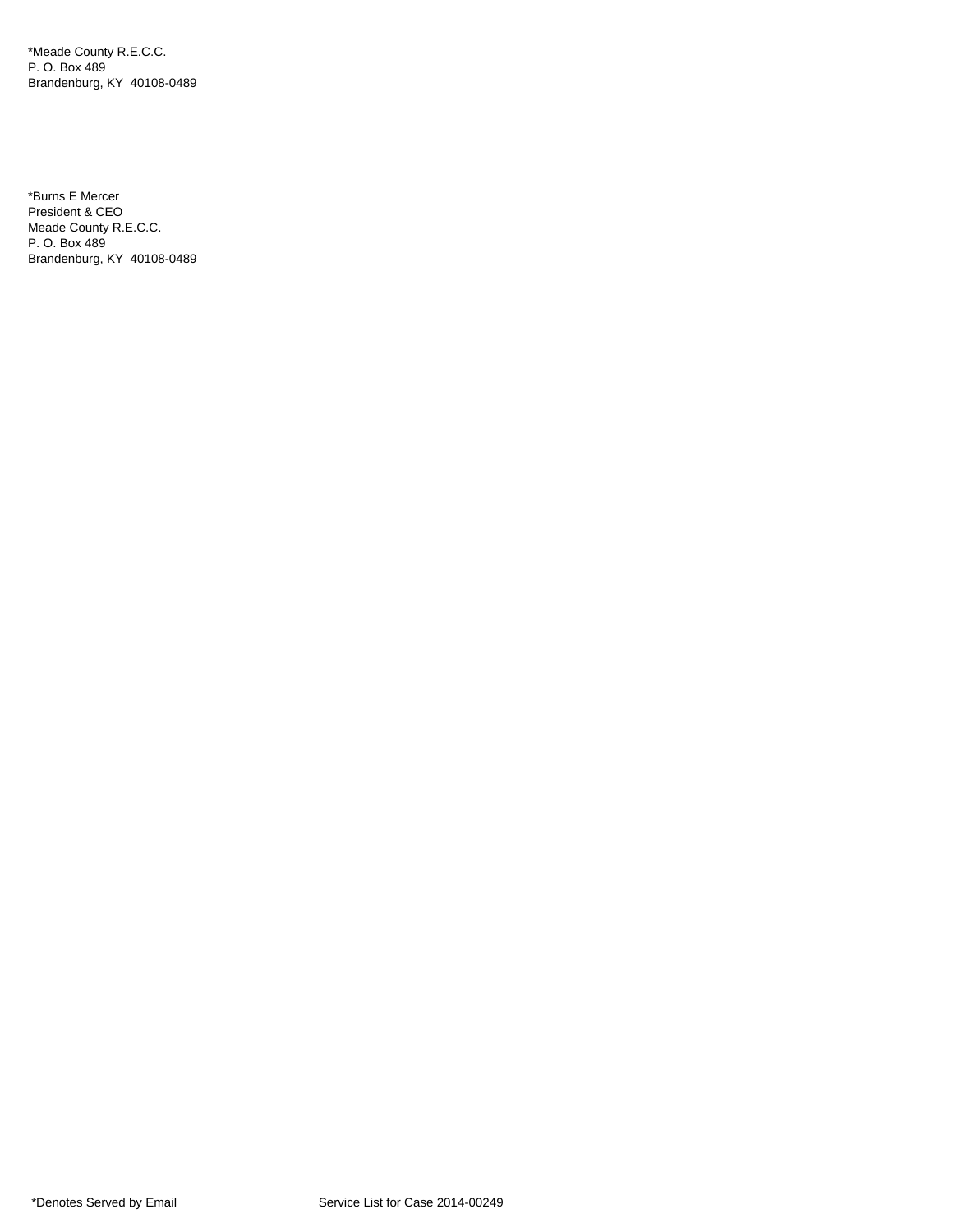*Meade County R.E.C.C.
P. O. Box 489
Brandenburg, KY  40108-0489

*Burns E Mercer
President & CEO
Meade County R.E.C.C.
P. O. Box 489
Brandenburg, KY  40108-0489

*Denotes Served by Email

Service List for Case 2014-00249